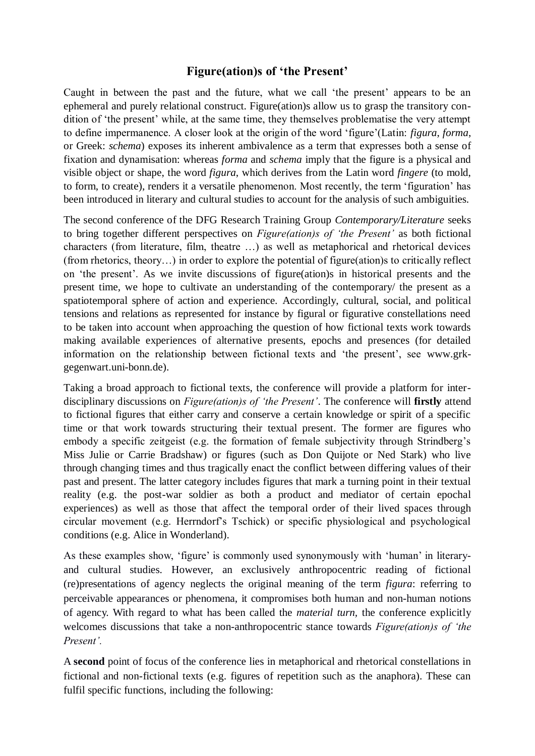# Figure(ation)s of 'the Present'

Caught in between the past and the future, what we call 'the present' appears to be an ephemeral and purely relational construct. Figure(ation)s allow us to grasp the transitory condition of 'the present' while, at the same time, they themselves problematise the very attempt to define impermanence. A closer look at the origin of the word 'figure'(Latin: *figura*, *forma*, or Greek: *schema*) exposes its inherent ambivalence as a term that expresses both a sense of fixation and dynamisation: whereas *forma* and *schema* imply that the figure is a physical and visible object or shape, the word *figura*, which derives from the Latin word *fingere* (to mold, to form, to create), renders it a versatile phenomenon. Most recently, the term 'figuration' has been introduced in literary and cultural studies to account for the analysis of such ambiguities.

The second conference of the DFG Research Training Group *Contemporary/Literature* seeks to bring together different perspectives on *Figure(ation)s of 'the Present'* as both fictional characters (from literature, film, theatre …) as well as metaphorical and rhetorical devices (from rhetorics, theory…) in order to explore the potential of figure(ation)s to critically reflect on 'the present'. As we invite discussions of figure(ation)s in historical presents and the present time, we hope to cultivate an understanding of the contemporary/ the present as a spatiotemporal sphere of action and experience. Accordingly, cultural, social, and political tensions and relations as represented for instance by figural or figurative constellations need to be taken into account when approaching the question of how fictional texts work towards making available experiences of alternative presents, epochs and presences (for detailed information on the relationship between fictional texts and 'the present', see www.grk-gegenwart.uni-bonn.de).

Taking a broad approach to fictional texts, the conference will provide a platform for interdisciplinary discussions on *Figure(ation)s of 'the Present'*. The conference will **firstly** attend to fictional figures that either carry and conserve a certain knowledge or spirit of a specific time or that work towards structuring their textual present. The former are figures who embody a specific zeitgeist (e.g. the formation of female subjectivity through Strindberg's Miss Julie or Carrie Bradshaw) or figures (such as Don Quijote or Ned Stark) who live through changing times and thus tragically enact the conflict between differing values of their past and present. The latter category includes figures that mark a turning point in their textual reality (e.g. the post-war soldier as both a product and mediator of certain epochal experiences) as well as those that affect the temporal order of their lived spaces through circular movement (e.g. Herrndorf's Tschick) or specific physiological and psychological conditions (e.g. Alice in Wonderland).

As these examples show, 'figure' is commonly used synonymously with 'human' in literary- and cultural studies. However, an exclusively anthropocentric reading of fictional (re)presentations of agency neglects the original meaning of the term *figura*: referring to perceivable appearances or phenomena, it compromises both human and non-human notions of agency. With regard to what has been called the *material turn*, the conference explicitly welcomes discussions that take a non-anthropocentric stance towards *Figure(ation)s of 'the Present'*.

A **second** point of focus of the conference lies in metaphorical and rhetorical constellations in fictional and non-fictional texts (e.g. figures of repetition such as the anaphora). These can fulfil specific functions, including the following: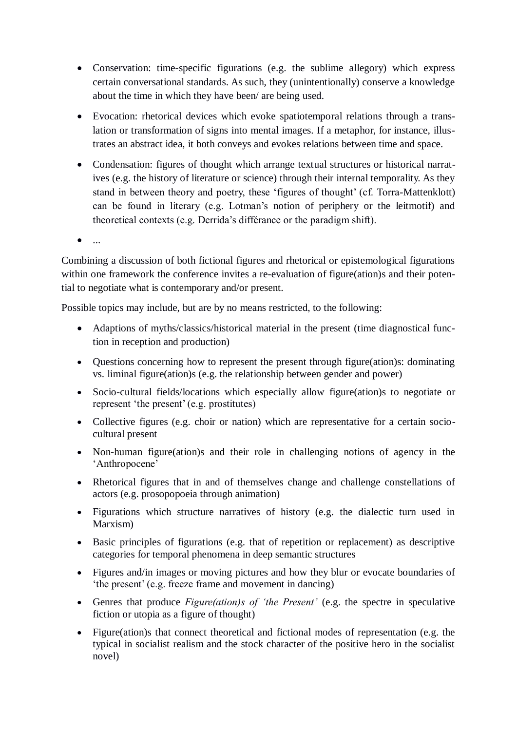- Conservation: time-specific figurations (e.g. the sublime allegory) which express certain conversational standards. As such, they (unintentionally) conserve a knowledge about the time in which they have been/ are being used.

- Evocation: rhetorical devices which evoke spatiotemporal relations through a translation or transformation of signs into mental images. If a metaphor, for instance, illustrates an abstract idea, it both conveys and evokes relations between time and space.

- Condensation: figures of thought which arrange textual structures or historical narratives (e.g. the history of literature or science) through their internal temporality. As they stand in between theory and poetry, these 'figures of thought' (cf. Torra-Mattenklott) can be found in literary (e.g. Lotman's notion of periphery or the leitmotif) and theoretical contexts (e.g. Derrida's différance or the paradigm shift).

- ...

Combining a discussion of both fictional figures and rhetorical or epistemological figurations within one framework the conference invites a re-evaluation of figure(ation)s and their potential to negotiate what is contemporary and/or present.

Possible topics may include, but are by no means restricted, to the following:

- Adaptions of myths/classics/historical material in the present (time diagnostical function in reception and production)

- Questions concerning how to represent the present through figure(ation)s: dominating vs. liminal figure(ation)s (e.g. the relationship between gender and power)

- Socio-cultural fields/locations which especially allow figure(ation)s to negotiate or represent 'the present' (e.g. prostitutes)

- Collective figures (e.g. choir or nation) which are representative for a certain socio-cultural present

- Non-human figure(ation)s and their role in challenging notions of agency in the 'Anthropocene'

- Rhetorical figures that in and of themselves change and challenge constellations of actors (e.g. prosopopoeia through animation)

- Figurations which structure narratives of history (e.g. the dialectic turn used in Marxism)

- Basic principles of figurations (e.g. that of repetition or replacement) as descriptive categories for temporal phenomena in deep semantic structures

- Figures and/in images or moving pictures and how they blur or evocate boundaries of 'the present' (e.g. freeze frame and movement in dancing)

- Genres that produce *Figure(ation)s of 'the Present'* (e.g. the spectre in speculative fiction or utopia as a figure of thought)

- Figure(ation)s that connect theoretical and fictional modes of representation (e.g. the typical in socialist realism and the stock character of the positive hero in the socialist novel)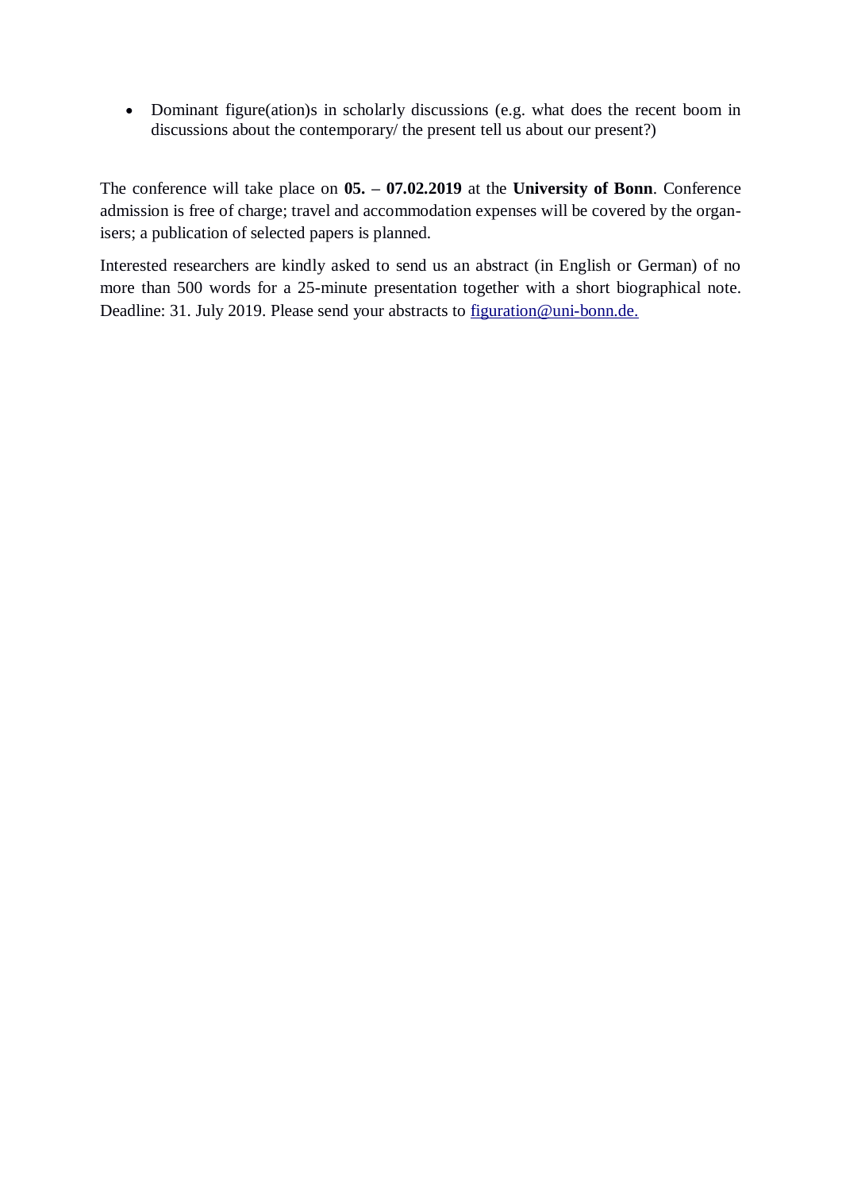- Dominant figure(ation)s in scholarly discussions (e.g. what does the recent boom in discussions about the contemporary/ the present tell us about our present?)

The conference will take place on **05. – 07.02.2019** at the **University of Bonn**. Conference admission is free of charge; travel and accommodation expenses will be covered by the organisers; a publication of selected papers is planned.

Interested researchers are kindly asked to send us an abstract (in English or German) of no more than 500 words for a 25-minute presentation together with a short biographical note. Deadline: 31. July 2019. Please send your abstracts to figuration@uni-bonn.de.